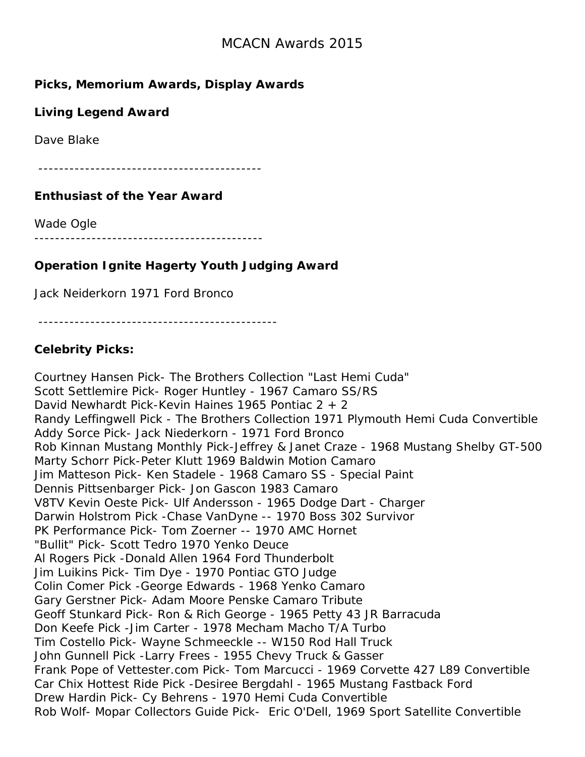# MCACN Awards 2015

**Picks, Memorium Awards, Display Awards**

**Living Legend Award**

Dave Blake

-------------------------------------------

**Enthusiast of the Year Award**

Wade Ogle

-------------------------------------------

**Operation Ignite Hagerty Youth Judging Award**

Jack Neiderkorn 1971 Ford Bronco

---------------------------------------------

**Celebrity Picks:**

Courtney Hansen Pick- The Brothers Collection "Last Hemi Cuda"
Scott Settlemire Pick- Roger Huntley - 1967 Camaro SS/RS
David Newhardt Pick-Kevin Haines 1965 Pontiac 2 + 2
Randy Leffingwell Pick - The Brothers Collection 1971 Plymouth Hemi Cuda Convertible
Addy Sorce Pick- Jack Niederkorn - 1971 Ford Bronco
Rob Kinnan Mustang Monthly Pick-Jeffrey & Janet Craze - 1968 Mustang Shelby GT-500
Marty Schorr Pick-Peter Klutt 1969 Baldwin Motion Camaro
Jim Matteson Pick- Ken Stadele - 1968 Camaro SS - Special Paint
Dennis Pittsenbarger Pick- Jon Gascon 1983 Camaro
V8TV Kevin Oeste Pick- Ulf Andersson - 1965 Dodge Dart - Charger
Darwin Holstrom Pick -Chase VanDyne -- 1970 Boss 302 Survivor
PK Performance Pick- Tom Zoerner -- 1970 AMC Hornet
"Bullit" Pick- Scott Tedro 1970 Yenko Deuce
Al Rogers Pick -Donald Allen 1964 Ford Thunderbolt
Jim Luikins Pick- Tim Dye - 1970 Pontiac GTO Judge
Colin Comer Pick -George Edwards - 1968 Yenko Camaro
Gary Gerstner Pick- Adam Moore Penske Camaro Tribute
Geoff Stunkard Pick- Ron & Rich George - 1965 Petty 43 JR Barracuda
Don Keefe Pick -Jim Carter - 1978 Mecham Macho T/A Turbo
Tim Costello Pick- Wayne Schmeeckle -- W150 Rod Hall Truck
John Gunnell Pick -Larry Frees - 1955 Chevy Truck & Gasser
Frank Pope of Vettester.com Pick- Tom Marcucci - 1969 Corvette 427 L89 Convertible
Car Chix Hottest Ride Pick -Desiree Bergdahl - 1965 Mustang Fastback Ford
Drew Hardin Pick- Cy Behrens - 1970 Hemi Cuda Convertible
Rob Wolf- Mopar Collectors Guide Pick- Eric O'Dell, 1969 Sport Satellite Convertible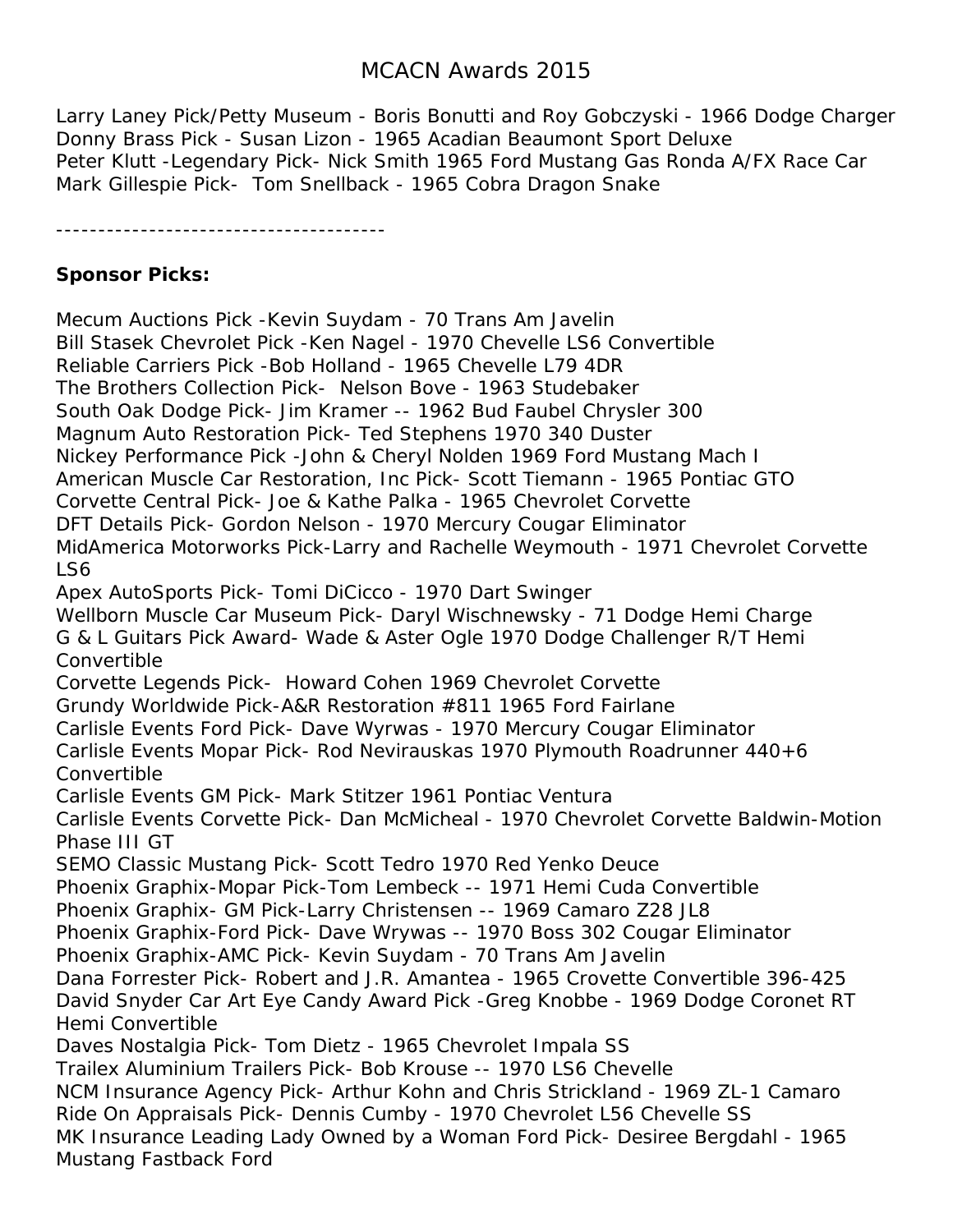# MCACN Awards 2015

Larry Laney Pick/Petty Museum - Boris Bonutti and Roy Gobczyski - 1966 Dodge Charger
Donny Brass Pick - Susan Lizon - 1965 Acadian Beaumont Sport Deluxe
Peter Klutt -Legendary Pick- Nick Smith 1965 Ford Mustang Gas Ronda A/FX Race Car
Mark Gillespie Pick- Tom Snellback - 1965 Cobra Dragon Snake

---------------------------------------

**Sponsor Picks:**

Mecum Auctions Pick -Kevin Suydam - 70 Trans Am Javelin
Bill Stasek Chevrolet Pick -Ken Nagel - 1970 Chevelle LS6 Convertible
Reliable Carriers Pick -Bob Holland - 1965 Chevelle L79 4DR
The Brothers Collection Pick- Nelson Bove - 1963 Studebaker
South Oak Dodge Pick- Jim Kramer -- 1962 Bud Faubel Chrysler 300
Magnum Auto Restoration Pick- Ted Stephens 1970 340 Duster
Nickey Performance Pick -John & Cheryl Nolden 1969 Ford Mustang Mach I
American Muscle Car Restoration, Inc Pick- Scott Tiemann - 1965 Pontiac GTO
Corvette Central Pick- Joe & Kathe Palka - 1965 Chevrolet Corvette
DFT Details Pick- Gordon Nelson - 1970 Mercury Cougar Eliminator
MidAmerica Motorworks Pick-Larry and Rachelle Weymouth - 1971 Chevrolet Corvette LS6
Apex AutoSports Pick- Tomi DiCicco - 1970 Dart Swinger
Wellborn Muscle Car Museum Pick- Daryl Wischnewsky - 71 Dodge Hemi Charge
G & L Guitars Pick Award- Wade & Aster Ogle 1970 Dodge Challenger R/T Hemi Convertible
Corvette Legends Pick- Howard Cohen 1969 Chevrolet Corvette
Grundy Worldwide Pick-A&R Restoration #811 1965 Ford Fairlane
Carlisle Events Ford Pick- Dave Wyrwas - 1970 Mercury Cougar Eliminator
Carlisle Events Mopar Pick- Rod Nevirauskas 1970 Plymouth Roadrunner 440+6 Convertible
Carlisle Events GM Pick- Mark Stitzer 1961 Pontiac Ventura
Carlisle Events Corvette Pick- Dan McMicheal - 1970 Chevrolet Corvette Baldwin-Motion Phase III GT
SEMO Classic Mustang Pick- Scott Tedro 1970 Red Yenko Deuce
Phoenix Graphix-Mopar Pick-Tom Lembeck -- 1971 Hemi Cuda Convertible
Phoenix Graphix- GM Pick-Larry Christensen -- 1969 Camaro Z28 JL8
Phoenix Graphix-Ford Pick- Dave Wrywas -- 1970 Boss 302 Cougar Eliminator
Phoenix Graphix-AMC Pick- Kevin Suydam - 70 Trans Am Javelin
Dana Forrester Pick- Robert and J.R. Amantea - 1965 Crovette Convertible 396-425
David Snyder Car Art Eye Candy Award Pick -Greg Knobbe - 1969 Dodge Coronet RT Hemi Convertible
Daves Nostalgia Pick- Tom Dietz - 1965 Chevrolet Impala SS
Trailex Aluminium Trailers Pick- Bob Krouse -- 1970 LS6 Chevelle
NCM Insurance Agency Pick- Arthur Kohn and Chris Strickland - 1969 ZL-1 Camaro
Ride On Appraisals Pick- Dennis Cumby - 1970 Chevrolet L56 Chevelle SS
MK Insurance Leading Lady Owned by a Woman Ford Pick- Desiree Bergdahl - 1965 Mustang Fastback Ford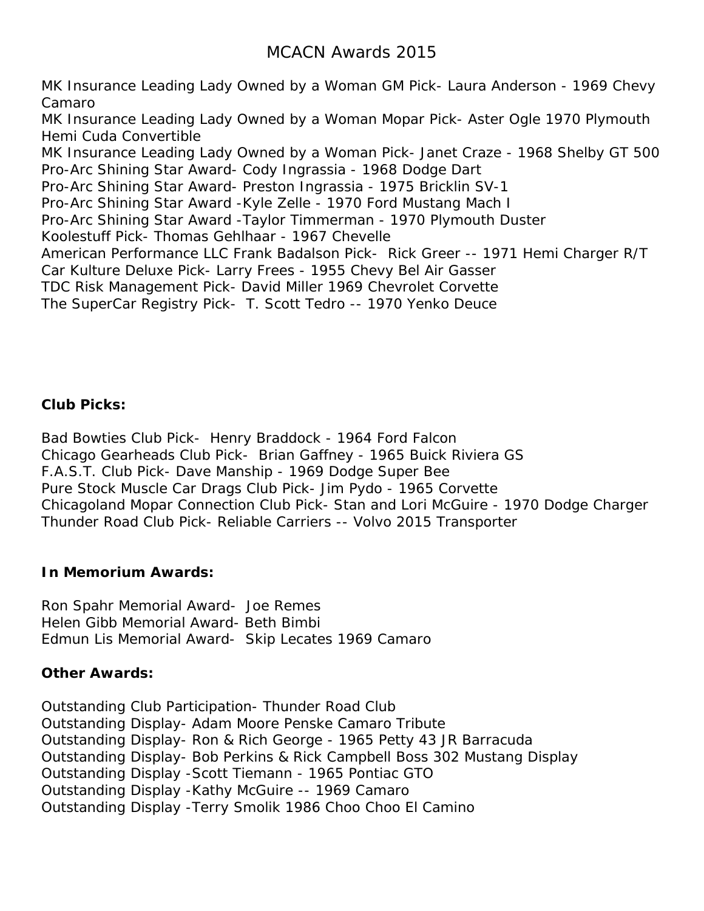# MCACN Awards 2015

MK Insurance Leading Lady Owned by a Woman GM Pick- Laura Anderson - 1969 Chevy Camaro
MK Insurance Leading Lady Owned by a Woman Mopar Pick- Aster Ogle 1970 Plymouth Hemi Cuda Convertible
MK Insurance Leading Lady Owned by a Woman Pick- Janet Craze - 1968 Shelby GT 500
Pro-Arc Shining Star Award- Cody Ingrassia - 1968 Dodge Dart
Pro-Arc Shining Star Award- Preston Ingrassia - 1975 Bricklin SV-1
Pro-Arc Shining Star Award -Kyle Zelle - 1970 Ford Mustang Mach I
Pro-Arc Shining Star Award -Taylor Timmerman - 1970 Plymouth Duster
Koolestuff Pick- Thomas Gehlhaar - 1967 Chevelle
American Performance LLC Frank Badalson Pick- Rick Greer -- 1971 Hemi Charger R/T
Car Kulture Deluxe Pick- Larry Frees - 1955 Chevy Bel Air Gasser
TDC Risk Management Pick- David Miller 1969 Chevrolet Corvette
The SuperCar Registry Pick- T. Scott Tedro -- 1970 Yenko Deuce

**Club Picks:**

Bad Bowties Club Pick- Henry Braddock - 1964 Ford Falcon
Chicago Gearheads Club Pick- Brian Gaffney - 1965 Buick Riviera GS
F.A.S.T. Club Pick- Dave Manship - 1969 Dodge Super Bee
Pure Stock Muscle Car Drags Club Pick- Jim Pydo - 1965 Corvette
Chicagoland Mopar Connection Club Pick- Stan and Lori McGuire - 1970 Dodge Charger
Thunder Road Club Pick- Reliable Carriers -- Volvo 2015 Transporter

**In Memorium Awards:**

Ron Spahr Memorial Award- Joe Remes
Helen Gibb Memorial Award- Beth Bimbi
Edmun Lis Memorial Award- Skip Lecates 1969 Camaro

**Other Awards:**

Outstanding Club Participation- Thunder Road Club
Outstanding Display- Adam Moore Penske Camaro Tribute
Outstanding Display- Ron & Rich George - 1965 Petty 43 JR Barracuda
Outstanding Display- Bob Perkins & Rick Campbell Boss 302 Mustang Display
Outstanding Display -Scott Tiemann - 1965 Pontiac GTO
Outstanding Display -Kathy McGuire -- 1969 Camaro
Outstanding Display -Terry Smolik 1986 Choo Choo El Camino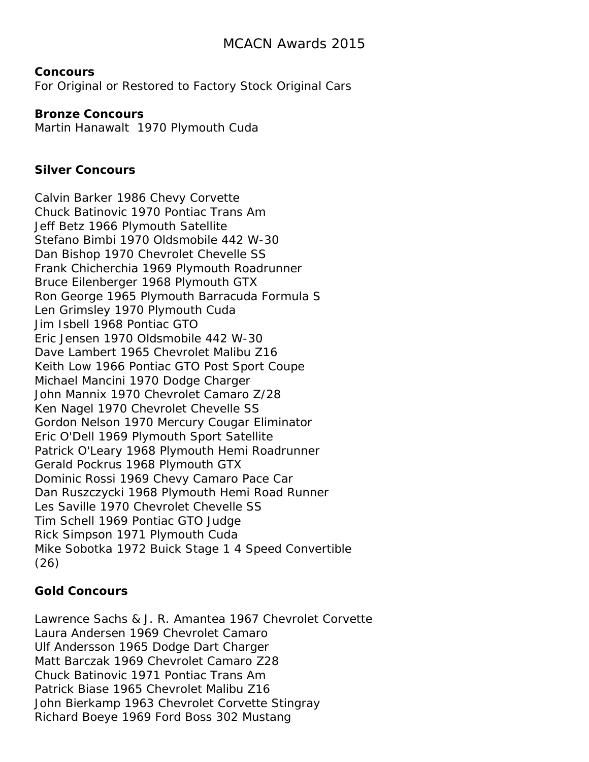# MCACN Awards 2015

**Concours**
For Original or Restored to Factory Stock Original Cars

**Bronze Concours**
Martin Hanawalt 1970 Plymouth Cuda

**Silver Concours**

Calvin Barker 1986 Chevy Corvette
Chuck Batinovic 1970 Pontiac Trans Am
Jeff Betz 1966 Plymouth Satellite
Stefano Bimbi 1970 Oldsmobile 442 W-30
Dan Bishop 1970 Chevrolet Chevelle SS
Frank Chicherchia 1969 Plymouth Roadrunner
Bruce Eilenberger 1968 Plymouth GTX
Ron George 1965 Plymouth Barracuda Formula S
Len Grimsley 1970 Plymouth Cuda
Jim Isbell 1968 Pontiac GTO
Eric Jensen 1970 Oldsmobile 442 W-30
Dave Lambert 1965 Chevrolet Malibu Z16
Keith Low 1966 Pontiac GTO Post Sport Coupe
Michael Mancini 1970 Dodge Charger
John Mannix 1970 Chevrolet Camaro Z/28
Ken Nagel 1970 Chevrolet Chevelle SS
Gordon Nelson 1970 Mercury Cougar Eliminator
Eric O'Dell 1969 Plymouth Sport Satellite
Patrick O'Leary 1968 Plymouth Hemi Roadrunner
Gerald Pockrus 1968 Plymouth GTX
Dominic Rossi 1969 Chevy Camaro Pace Car
Dan Ruszczycki 1968 Plymouth Hemi Road Runner
Les Saville 1970 Chevrolet Chevelle SS
Tim Schell 1969 Pontiac GTO Judge
Rick Simpson 1971 Plymouth Cuda
Mike Sobotka 1972 Buick Stage 1 4 Speed Convertible
(26)

**Gold Concours**

Lawrence Sachs & J. R. Amantea 1967 Chevrolet Corvette
Laura Andersen 1969 Chevrolet Camaro
Ulf Andersson 1965 Dodge Dart Charger
Matt Barczak 1969 Chevrolet Camaro Z28
Chuck Batinovic 1971 Pontiac Trans Am
Patrick Biase 1965 Chevrolet Malibu Z16
John Bierkamp 1963 Chevrolet Corvette Stingray
Richard Boeye 1969 Ford Boss 302 Mustang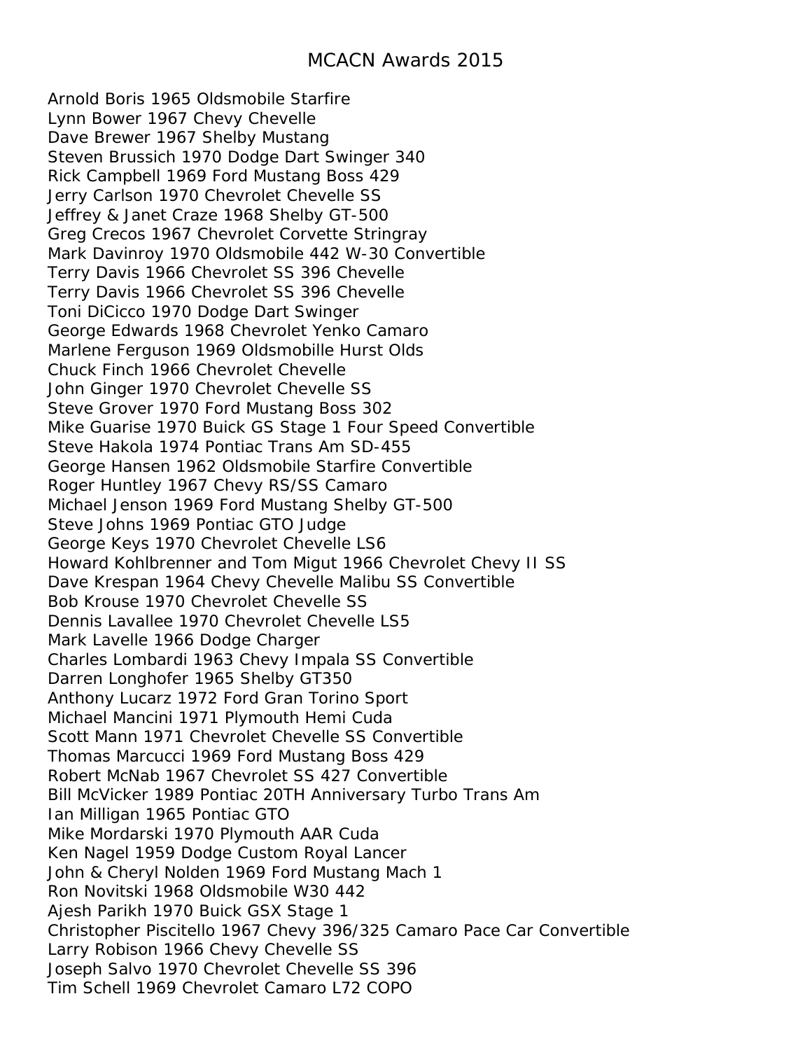# MCACN Awards 2015

Arnold Boris 1965 Oldsmobile Starfire
Lynn Bower 1967 Chevy Chevelle
Dave Brewer 1967 Shelby Mustang
Steven Brussich 1970 Dodge Dart Swinger 340
Rick Campbell 1969 Ford Mustang Boss 429
Jerry Carlson 1970 Chevrolet Chevelle SS
Jeffrey & Janet Craze 1968 Shelby GT-500
Greg Crecos 1967 Chevrolet Corvette Stringray
Mark Davinroy 1970 Oldsmobile 442 W-30 Convertible
Terry Davis 1966 Chevrolet SS 396 Chevelle
Terry Davis 1966 Chevrolet SS 396 Chevelle
Toni DiCicco 1970 Dodge Dart Swinger
George Edwards 1968 Chevrolet Yenko Camaro
Marlene Ferguson 1969 Oldsmobille Hurst Olds
Chuck Finch 1966 Chevrolet Chevelle
John Ginger 1970 Chevrolet Chevelle SS
Steve Grover 1970 Ford Mustang Boss 302
Mike Guarise 1970 Buick GS Stage 1 Four Speed Convertible
Steve Hakola 1974 Pontiac Trans Am SD-455
George Hansen 1962 Oldsmobile Starfire Convertible
Roger Huntley 1967 Chevy RS/SS Camaro
Michael Jenson 1969 Ford Mustang Shelby GT-500
Steve Johns 1969 Pontiac GTO Judge
George Keys 1970 Chevrolet Chevelle LS6
Howard Kohlbrenner and Tom Migut 1966 Chevrolet Chevy II SS
Dave Krespan 1964 Chevy Chevelle Malibu SS Convertible
Bob Krouse 1970 Chevrolet Chevelle SS
Dennis Lavallee 1970 Chevrolet Chevelle LS5
Mark Lavelle 1966 Dodge Charger
Charles Lombardi 1963 Chevy Impala SS Convertible
Darren Longhofer 1965 Shelby GT350
Anthony Lucarz 1972 Ford Gran Torino Sport
Michael Mancini 1971 Plymouth Hemi Cuda
Scott Mann 1971 Chevrolet Chevelle SS Convertible
Thomas Marcucci 1969 Ford Mustang Boss 429
Robert McNab 1967 Chevrolet SS 427 Convertible
Bill McVicker 1989 Pontiac 20TH Anniversary Turbo Trans Am
Ian Milligan 1965 Pontiac GTO
Mike Mordarski 1970 Plymouth AAR Cuda
Ken Nagel 1959 Dodge Custom Royal Lancer
John & Cheryl Nolden 1969 Ford Mustang Mach 1
Ron Novitski 1968 Oldsmobile W30 442
Ajesh Parikh 1970 Buick GSX Stage 1
Christopher Piscitello 1967 Chevy 396/325 Camaro Pace Car Convertible
Larry Robison 1966 Chevy Chevelle SS
Joseph Salvo 1970 Chevrolet Chevelle SS 396
Tim Schell 1969 Chevrolet Camaro L72 COPO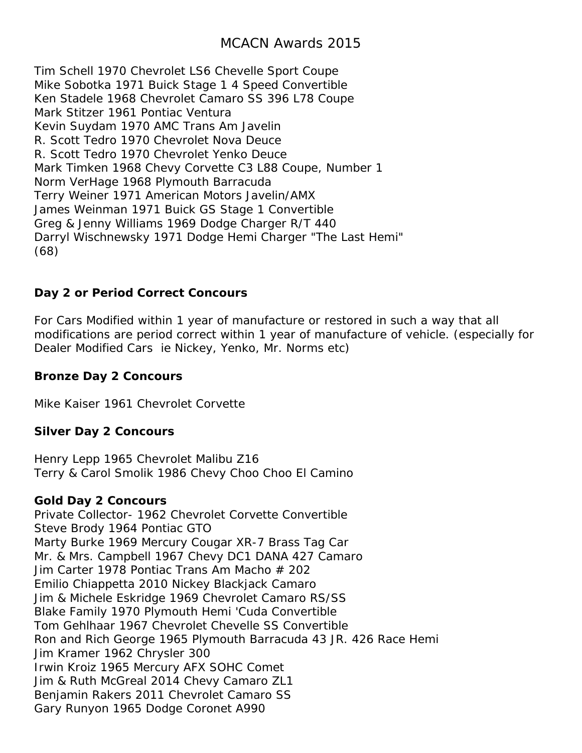# MCACN Awards 2015

Tim Schell 1970 Chevrolet LS6 Chevelle Sport Coupe
Mike Sobotka 1971 Buick Stage 1 4 Speed Convertible
Ken Stadele 1968 Chevrolet Camaro SS 396 L78 Coupe
Mark Stitzer 1961 Pontiac Ventura
Kevin Suydam 1970 AMC Trans Am Javelin
R. Scott Tedro 1970 Chevrolet Nova Deuce
R. Scott Tedro 1970 Chevrolet Yenko Deuce
Mark Timken 1968 Chevy Corvette C3 L88 Coupe, Number 1
Norm VerHage 1968 Plymouth Barracuda
Terry Weiner 1971 American Motors Javelin/AMX
James Weinman 1971 Buick GS Stage 1 Convertible
Greg & Jenny Williams 1969 Dodge Charger R/T 440
Darryl Wischnewsky 1971 Dodge Hemi Charger "The Last Hemi"
(68)

**Day 2 or Period Correct Concours**

For Cars Modified within 1 year of manufacture or restored in such a way that all modifications are period correct within 1 year of manufacture of vehicle. (especially for Dealer Modified Cars ie Nickey, Yenko, Mr. Norms etc)

**Bronze Day 2 Concours**

Mike Kaiser 1961 Chevrolet Corvette

**Silver Day 2 Concours**

Henry Lepp 1965 Chevrolet Malibu Z16
Terry & Carol Smolik 1986 Chevy Choo Choo El Camino

**Gold Day 2 Concours**

Private Collector- 1962 Chevrolet Corvette Convertible
Steve Brody 1964 Pontiac GTO
Marty Burke 1969 Mercury Cougar XR-7 Brass Tag Car
Mr. & Mrs. Campbell 1967 Chevy DC1 DANA 427 Camaro
Jim Carter 1978 Pontiac Trans Am Macho # 202
Emilio Chiappetta 2010 Nickey Blackjack Camaro
Jim & Michele Eskridge 1969 Chevrolet Camaro RS/SS
Blake Family 1970 Plymouth Hemi 'Cuda Convertible
Tom Gehlhaar 1967 Chevrolet Chevelle SS Convertible
Ron and Rich George 1965 Plymouth Barracuda 43 JR. 426 Race Hemi
Jim Kramer 1962 Chrysler 300
Irwin Kroiz 1965 Mercury AFX SOHC Comet
Jim & Ruth McGreal 2014 Chevy Camaro ZL1
Benjamin Rakers 2011 Chevrolet Camaro SS
Gary Runyon 1965 Dodge Coronet A990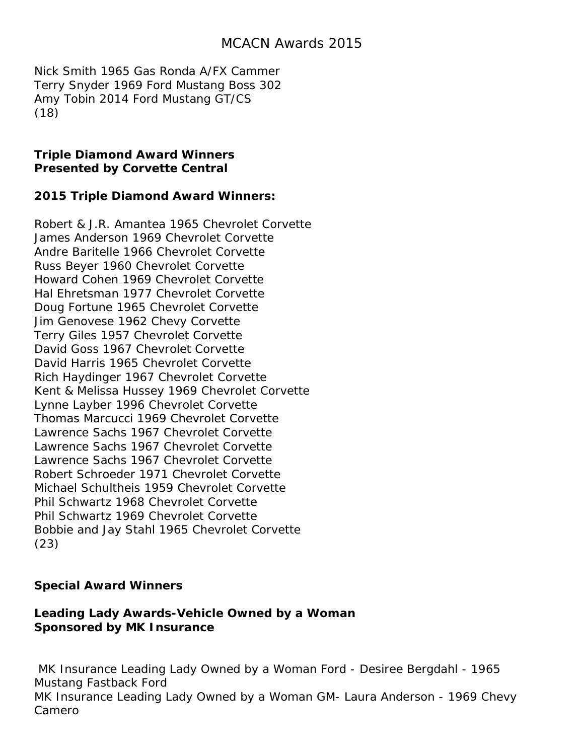# MCACN Awards 2015

Nick Smith 1965 Gas Ronda A/FX Cammer
Terry Snyder 1969 Ford Mustang Boss 302
Amy Tobin 2014 Ford Mustang GT/CS
(18)

**Triple Diamond Award Winners**
**Presented by Corvette Central**

**2015 Triple Diamond Award Winners:**

Robert & J.R. Amantea 1965 Chevrolet Corvette
James Anderson 1969 Chevrolet Corvette
Andre Baritelle 1966 Chevrolet Corvette
Russ Beyer 1960 Chevrolet Corvette
Howard Cohen 1969 Chevrolet Corvette
Hal Ehretsman 1977 Chevrolet Corvette
Doug Fortune 1965 Chevrolet Corvette
Jim Genovese 1962 Chevy Corvette
Terry Giles 1957 Chevrolet Corvette
David Goss 1967 Chevrolet Corvette
David Harris 1965 Chevrolet Corvette
Rich Haydinger 1967 Chevrolet Corvette
Kent & Melissa Hussey 1969 Chevrolet Corvette
Lynne Layber 1996 Chevrolet Corvette
Thomas Marcucci 1969 Chevrolet Corvette
Lawrence Sachs 1967 Chevrolet Corvette
Lawrence Sachs 1967 Chevrolet Corvette
Lawrence Sachs 1967 Chevrolet Corvette
Robert Schroeder 1971 Chevrolet Corvette
Michael Schultheis 1959 Chevrolet Corvette
Phil Schwartz 1968 Chevrolet Corvette
Phil Schwartz 1969 Chevrolet Corvette
Bobbie and Jay Stahl 1965 Chevrolet Corvette
(23)

**Special Award Winners**

**Leading Lady Awards-Vehicle Owned by a Woman**
**Sponsored by MK Insurance**

MK Insurance Leading Lady Owned by a Woman Ford - Desiree Bergdahl - 1965 Mustang Fastback Ford
MK Insurance Leading Lady Owned by a Woman GM- Laura Anderson - 1969 Chevy Camero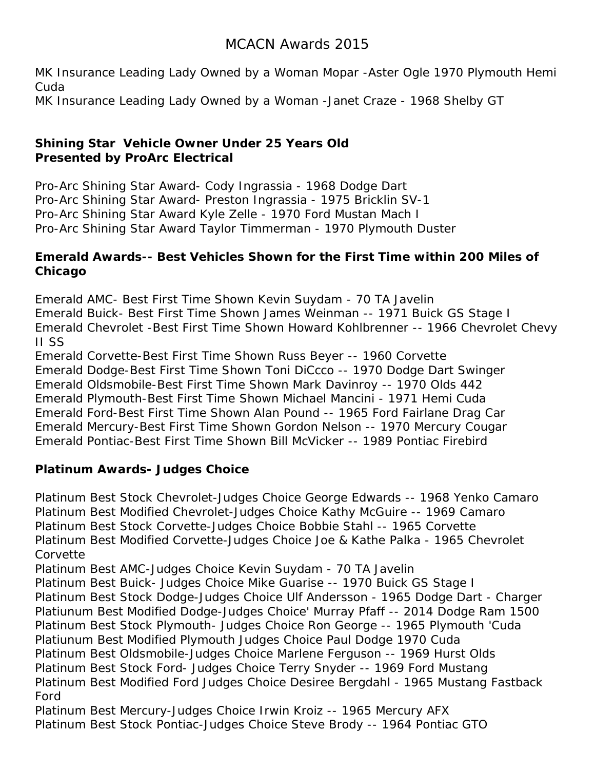# MCACN Awards 2015

MK Insurance Leading Lady Owned by a Woman Mopar -Aster Ogle 1970 Plymouth Hemi Cuda
MK Insurance Leading Lady Owned by a Woman -Janet Craze - 1968 Shelby GT

**Shining Star Vehicle Owner Under 25 Years Old**
**Presented by ProArc Electrical**

Pro-Arc Shining Star Award- Cody Ingrassia - 1968 Dodge Dart
Pro-Arc Shining Star Award- Preston Ingrassia - 1975 Bricklin SV-1
Pro-Arc Shining Star Award Kyle Zelle - 1970 Ford Mustan Mach I
Pro-Arc Shining Star Award Taylor Timmerman - 1970 Plymouth Duster

**Emerald Awards-- Best Vehicles Shown for the First Time within 200 Miles of Chicago**

Emerald AMC- Best First Time Shown Kevin Suydam - 70 TA Javelin
Emerald Buick- Best First Time Shown James Weinman -- 1971 Buick GS Stage I
Emerald Chevrolet -Best First Time Shown Howard Kohlbrenner -- 1966 Chevrolet Chevy II SS
Emerald Corvette-Best First Time Shown Russ Beyer -- 1960 Corvette
Emerald Dodge-Best First Time Shown Toni DiCcco -- 1970 Dodge Dart Swinger
Emerald Oldsmobile-Best First Time Shown Mark Davinroy -- 1970 Olds 442
Emerald Plymouth-Best First Time Shown Michael Mancini - 1971 Hemi Cuda
Emerald Ford-Best First Time Shown Alan Pound -- 1965 Ford Fairlane Drag Car
Emerald Mercury-Best First Time Shown Gordon Nelson -- 1970 Mercury Cougar
Emerald Pontiac-Best First Time Shown Bill McVicker -- 1989 Pontiac Firebird

**Platinum Awards- Judges Choice**

Platinum Best Stock Chevrolet-Judges Choice George Edwards -- 1968 Yenko Camaro
Platinum Best Modified Chevrolet-Judges Choice Kathy McGuire -- 1969 Camaro
Platinum Best Stock Corvette-Judges Choice Bobbie Stahl -- 1965 Corvette
Platinum Best Modified Corvette-Judges Choice Joe & Kathe Palka - 1965 Chevrolet Corvette
Platinum Best AMC-Judges Choice Kevin Suydam - 70 TA Javelin
Platinum Best Buick- Judges Choice Mike Guarise -- 1970 Buick GS Stage I
Platinum Best Stock Dodge-Judges Choice Ulf Andersson - 1965 Dodge Dart - Charger
Platiunum Best Modified Dodge-Judges Choice' Murray Pfaff -- 2014 Dodge Ram 1500
Platinum Best Stock Plymouth- Judges Choice Ron George -- 1965 Plymouth 'Cuda
Platiunum Best Modified Plymouth Judges Choice Paul Dodge 1970 Cuda
Platinum Best Oldsmobile-Judges Choice Marlene Ferguson -- 1969 Hurst Olds
Platinum Best Stock Ford- Judges Choice Terry Snyder -- 1969 Ford Mustang
Platinum Best Modified Ford Judges Choice Desiree Bergdahl - 1965 Mustang Fastback Ford
Platinum Best Mercury-Judges Choice Irwin Kroiz -- 1965 Mercury AFX
Platinum Best Stock Pontiac-Judges Choice Steve Brody -- 1964 Pontiac GTO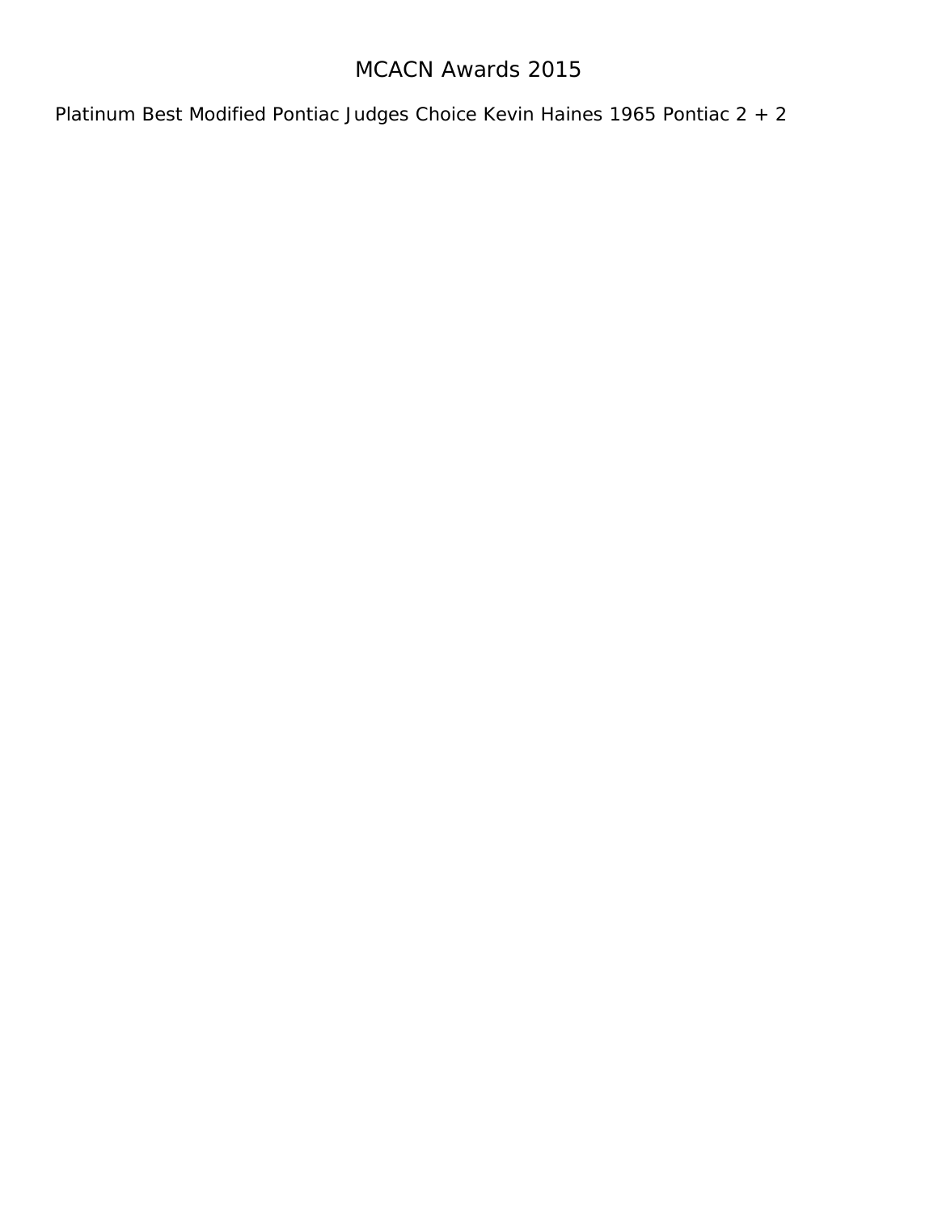# MCACN Awards 2015

Platinum Best Modified Pontiac Judges Choice Kevin Haines 1965 Pontiac 2 + 2